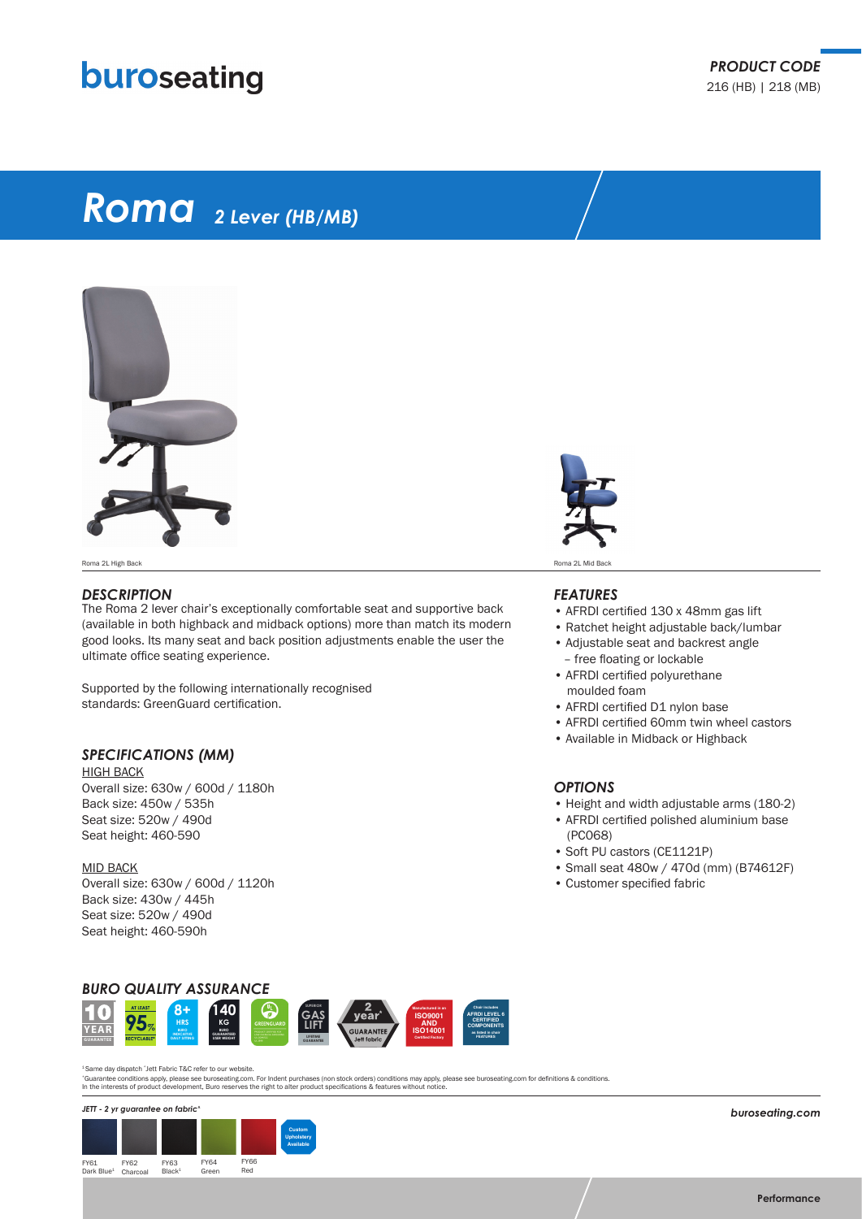# buroseating

***PRODUCT CODE***
216 (HB) | 218 (MB)

# *Roma* *2 Lever (HB/MB)*

Roma 2L High Back

Roma 2L Mid Back

### *DESCRIPTION*

The Roma 2 lever chair's exceptionally comfortable seat and supportive back (available in both highback and midback options) more than match its modern good looks. Its many seat and back position adjustments enable the user the ultimate office seating experience.

Supported by the following internationally recognised standards: GreenGuard certification.

### *SPECIFICATIONS (MM)*

HIGH BACK
Overall size: 630w / 600d / 1180h
Back size: 450w / 535h
Seat size: 520w / 490d
Seat height: 460-590

MID BACK
Overall size: 630w / 600d / 1120h
Back size: 430w / 445h
Seat size: 520w / 490d
Seat height: 460-590h

### *FEATURES*

- AFRDI certified 130 x 48mm gas lift
- Ratchet height adjustable back/lumbar
- Adjustable seat and backrest angle – free floating or lockable
- AFRDI certified polyurethane moulded foam
- AFRDI certified D1 nylon base
- AFRDI certified 60mm twin wheel castors
- Available in Midback or Highback

### *OPTIONS*

- Height and width adjustable arms (180-2)
- AFRDI certified polished aluminium base (PC068)
- Soft PU castors (CE1121P)
- Small seat 480w / 470d (mm) (B74612F)
- Customer specified fabric

### *BURO QUALITY ASSURANCE*

10 YEAR GUARANTEE | AT LEAST 95% RECYCLABLE | 8+ HRS BURO INDICATIVE DAILY SITTING | 140 KG BURO GUARANTEED USER WEIGHT | GREENGUARD | SUPERIOR GAS LIFT LIFETIME GUARANTEE | 2 year GUARANTEE Jett fabric | Manufactured in an ISO9001 AND ISO14001 Certified Factory | Chair includes AFRDI LEVEL 6 CERTIFIED COMPONENTS as listed in chair FEATURES

[1] Same day dispatch ^Jett Fabric T&C refer to our website.
*Guarantee conditions apply, please see buroseating.com. For Indent purchases (non stock orders) conditions may apply, please see buroseating.com for definitions & conditions.
In the interests of product development, Buro reserves the right to alter product specifications & features without notice.

*JETT - 2 yr guarantee on fabric^*

FY61 Dark Blue[1] | FY62 Charcoal | FY63 Black[1] | FY64 Green | FY66 Red | Custom Upholstery Available

*buroseating.com*

Performance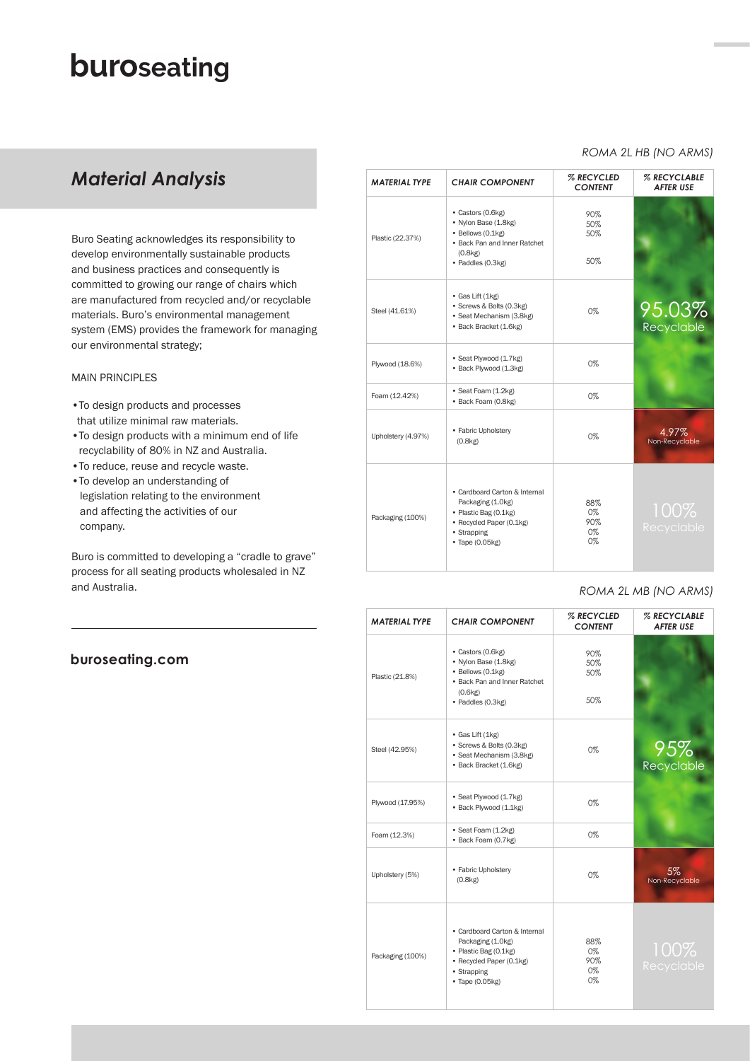# buroseating

## Material Analysis

Buro Seating acknowledges its responsibility to develop environmentally sustainable products and business practices and consequently is committed to growing our range of chairs which are manufactured from recycled and/or recyclable materials. Buro's environmental management system (EMS) provides the framework for managing our environmental strategy;

MAIN PRINCIPLES

- To design products and processes that utilize minimal raw materials.
- To design products with a minimum end of life recyclability of 80% in NZ and Australia.
- To reduce, reuse and recycle waste.
- To develop an understanding of legislation relating to the environment and affecting the activities of our company.

Buro is committed to developing a "cradle to grave" process for all seating products wholesaled in NZ and Australia.

**buroseating.com**

*ROMA 2L HB (NO ARMS)*

| *MATERIAL TYPE* | *CHAIR COMPONENT* | *% RECYCLED CONTENT* | *% RECYCLABLE AFTER USE* |
|---|---|---|---|
| Plastic (22.37%) | • Castors (0.6kg)<br>• Nylon Base (1.8kg)<br>• Bellows (0.1kg)<br>• Back Pan and Inner Ratchet (0.8kg)<br>• Paddles (0.3kg) | 90%<br>50%<br>50%<br><br>50% | 95.03% Recyclable |
| Steel (41.61%) | • Gas Lift (1kg)<br>• Screws & Bolts (0.3kg)<br>• Seat Mechanism (3.8kg)<br>• Back Bracket (1.6kg) | 0% | |
| Plywood (18.6%) | • Seat Plywood (1.7kg)<br>• Back Plywood (1.3kg) | 0% | |
| Foam (12.42%) | • Seat Foam (1.2kg)<br>• Back Foam (0.8kg) | 0% | |
| Upholstery (4.97%) | • Fabric Upholstery (0.8kg) | 0% | 4.97% Non-Recyclable |
| Packaging (100%) | • Cardboard Carton & Internal Packaging (1.0kg)<br>• Plastic Bag (0.1kg)<br>• Recycled Paper (0.1kg)<br>• Strapping<br>• Tape (0.05kg) | 88%<br>0%<br>90%<br>0%<br>0% | 100% Recyclable |

*ROMA 2L MB (NO ARMS)*

| *MATERIAL TYPE* | *CHAIR COMPONENT* | *% RECYCLED CONTENT* | *% RECYCLABLE AFTER USE* |
|---|---|---|---|
| Plastic (21.8%) | • Castors (0.6kg)<br>• Nylon Base (1.8kg)<br>• Bellows (0.1kg)<br>• Back Pan and Inner Ratchet (0.6kg)<br>• Paddles (0.3kg) | 90%<br>50%<br>50%<br><br>50% | 95% Recyclable |
| Steel (42.95%) | • Gas Lift (1kg)<br>• Screws & Bolts (0.3kg)<br>• Seat Mechanism (3.8kg)<br>• Back Bracket (1.6kg) | 0% | |
| Plywood (17.95%) | • Seat Plywood (1.7kg)<br>• Back Plywood (1.1kg) | 0% | |
| Foam (12.3%) | • Seat Foam (1.2kg)<br>• Back Foam (0.7kg) | 0% | |
| Upholstery (5%) | • Fabric Upholstery (0.8kg) | 0% | 5% Non-Recyclable |
| Packaging (100%) | • Cardboard Carton & Internal Packaging (1.0kg)<br>• Plastic Bag (0.1kg)<br>• Recycled Paper (0.1kg)<br>• Strapping<br>• Tape (0.05kg) | 88%<br>0%<br>90%<br>0%<br>0% | 100% Recyclable |